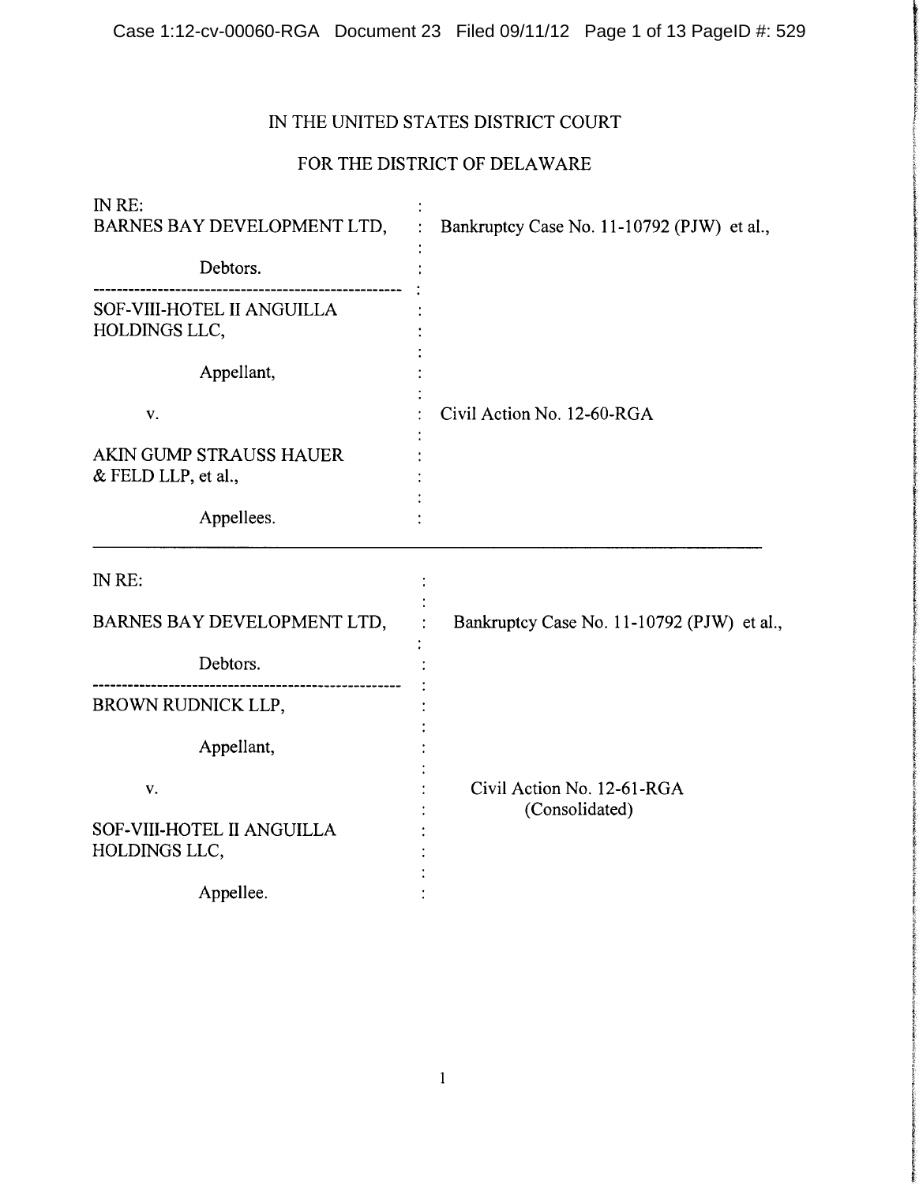IN THE UNITED STATES DISTRICT COURT

FOR THE DISTRICT OF DELAWARE

| | | |
|---|---|---|
| IN RE:<br>BARNES BAY DEVELOPMENT LTD,<br><br>Debtors. | : | Bankruptcy Case No. 11-10792 (PJW) et al., |
| SOF-VIII-HOTEL II ANGUILLA HOLDINGS LLC,<br><br>Appellant,<br><br>v.<br><br>AKIN GUMP STRAUSS HAUER & FELD LLP, et al.,<br><br>Appellees. | : | Civil Action No. 12-60-RGA |

---

| | | |
|---|---|---|
| IN RE:<br><br>BARNES BAY DEVELOPMENT LTD,<br><br>Debtors. | : | Bankruptcy Case No. 11-10792 (PJW) et al., |
| BROWN RUDNICK LLP,<br><br>Appellant,<br><br>v.<br><br>SOF-VIII-HOTEL II ANGUILLA HOLDINGS LLC,<br><br>Appellee. | : | Civil Action No. 12-61-RGA<br>(Consolidated) |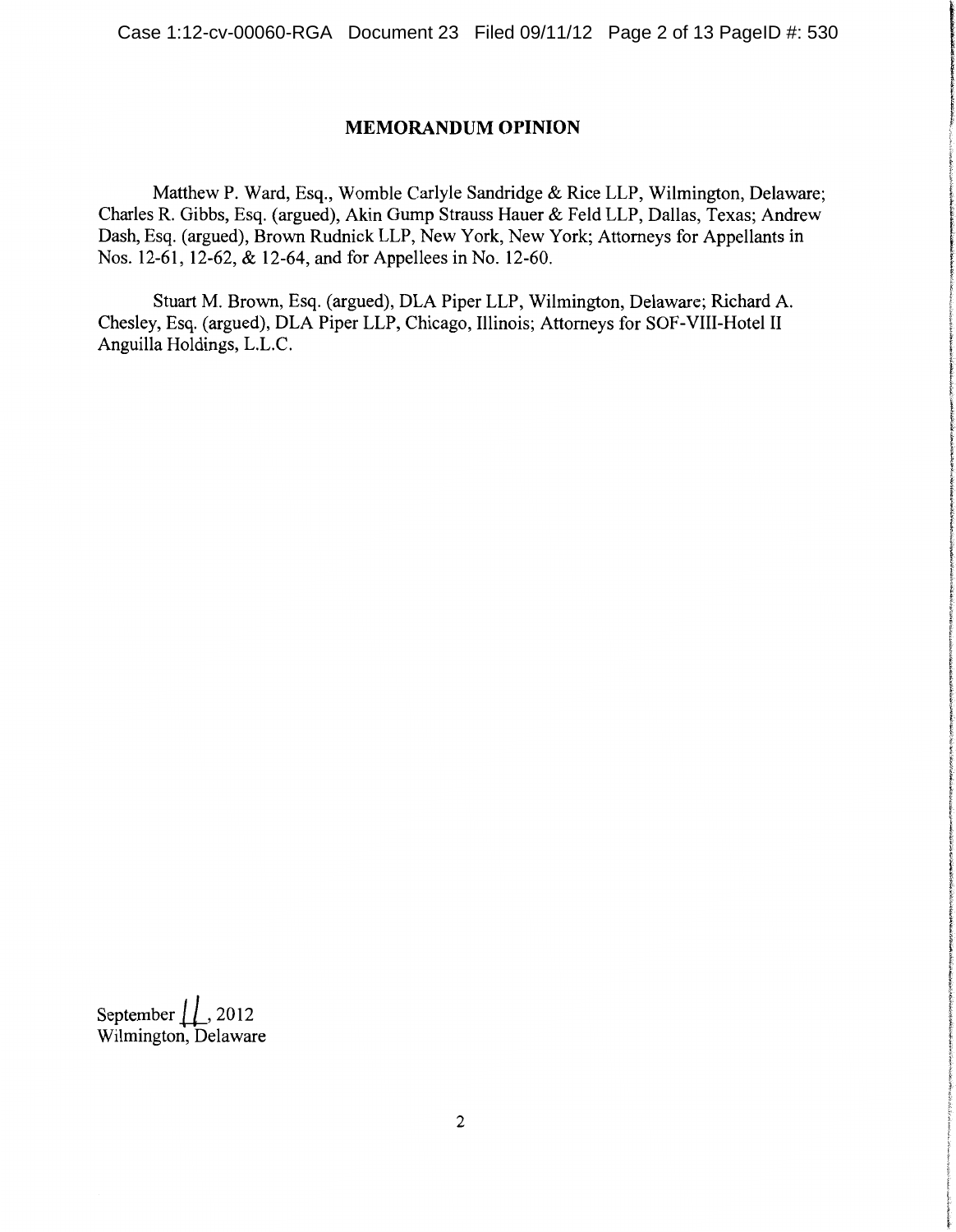# MEMORANDUM OPINION

Matthew P. Ward, Esq., Womble Carlyle Sandridge & Rice LLP, Wilmington, Delaware; Charles R. Gibbs, Esq. (argued), Akin Gump Strauss Hauer & Feld LLP, Dallas, Texas; Andrew Dash, Esq. (argued), Brown Rudnick LLP, New York, New York; Attorneys for Appellants in Nos. 12-61, 12-62, & 12-64, and for Appellees in No. 12-60.

Stuart M. Brown, Esq. (argued), DLA Piper LLP, Wilmington, Delaware; Richard A. Chesley, Esq. (argued), DLA Piper LLP, Chicago, Illinois; Attorneys for SOF-VIII-Hotel II Anguilla Holdings, L.L.C.

September 11, 2012
Wilmington, Delaware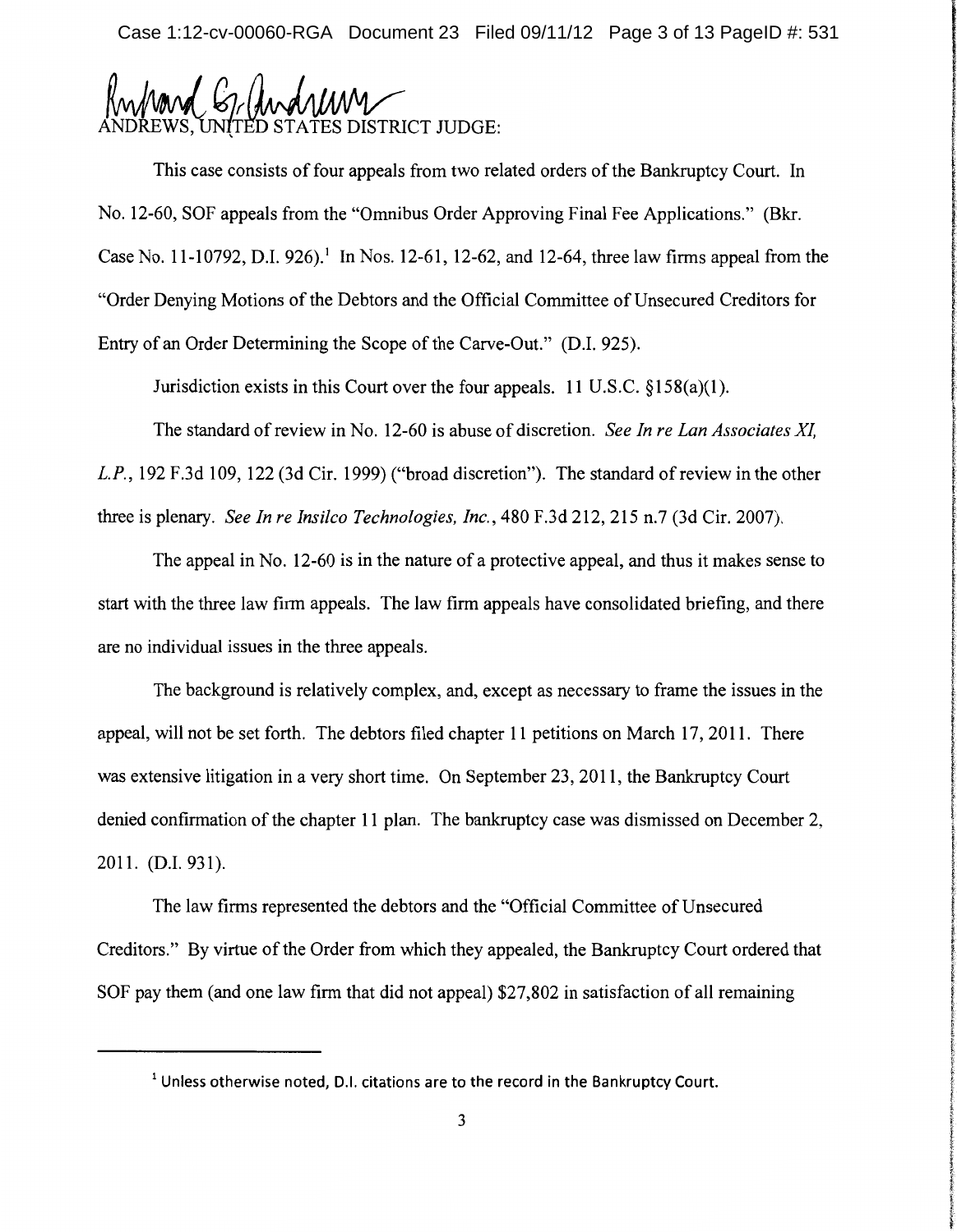ANDREWS, UNITED STATES DISTRICT JUDGE:

This case consists of four appeals from two related orders of the Bankruptcy Court. In No. 12-60, SOF appeals from the "Omnibus Order Approving Final Fee Applications." (Bkr. Case No. 11-10792, D.I. 926).[1] In Nos. 12-61, 12-62, and 12-64, three law firms appeal from the "Order Denying Motions of the Debtors and the Official Committee of Unsecured Creditors for Entry of an Order Determining the Scope of the Carve-Out." (D.I. 925).

Jurisdiction exists in this Court over the four appeals. 11 U.S.C. §158(a)(1).

The standard of review in No. 12-60 is abuse of discretion. *See In re Lan Associates XI, L.P.*, 192 F.3d 109, 122 (3d Cir. 1999) ("broad discretion"). The standard of review in the other three is plenary. *See In re Insilco Technologies, Inc.*, 480 F.3d 212, 215 n.7 (3d Cir. 2007).

The appeal in No. 12-60 is in the nature of a protective appeal, and thus it makes sense to start with the three law firm appeals. The law firm appeals have consolidated briefing, and there are no individual issues in the three appeals.

The background is relatively complex, and, except as necessary to frame the issues in the appeal, will not be set forth. The debtors filed chapter 11 petitions on March 17, 2011. There was extensive litigation in a very short time. On September 23, 2011, the Bankruptcy Court denied confirmation of the chapter 11 plan. The bankruptcy case was dismissed on December 2, 2011. (D.I. 931).

The law firms represented the debtors and the "Official Committee of Unsecured Creditors." By virtue of the Order from which they appealed, the Bankruptcy Court ordered that SOF pay them (and one law firm that did not appeal) $27,802 in satisfaction of all remaining

---

[1] Unless otherwise noted, D.I. citations are to the record in the Bankruptcy Court.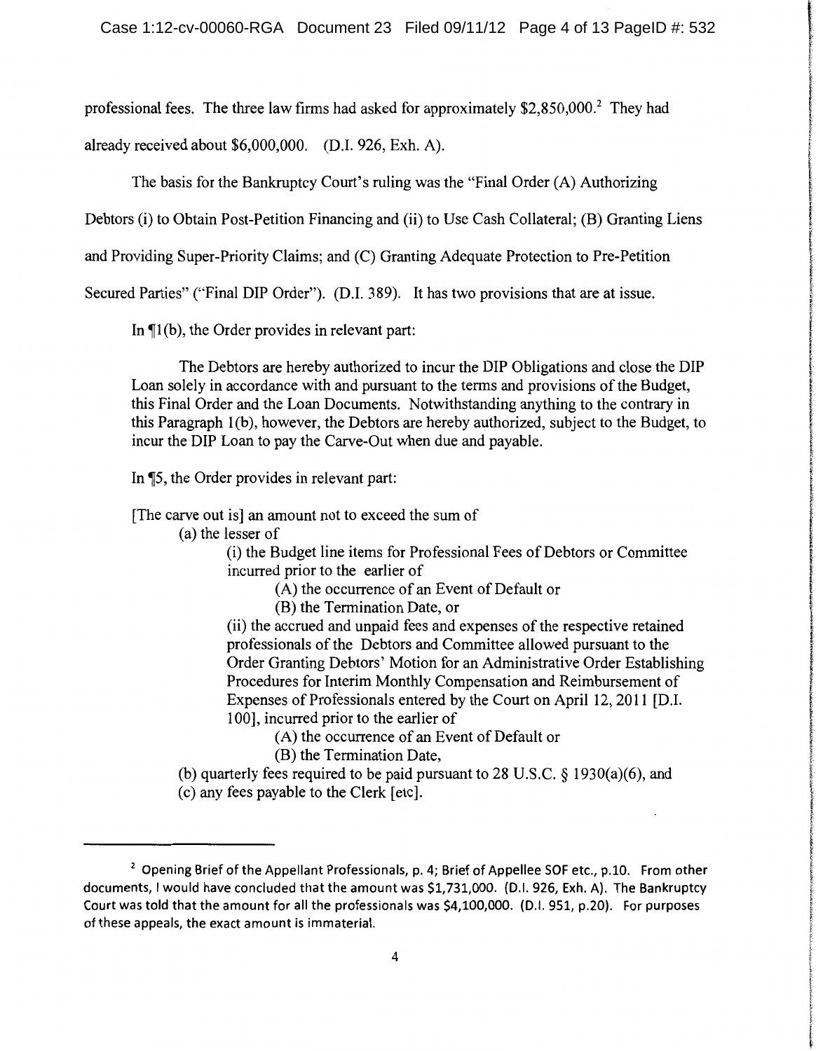professional fees. The three law firms had asked for approximately $2,850,000.[2] They had already received about $6,000,000. (D.I. 926, Exh. A).

The basis for the Bankruptcy Court's ruling was the "Final Order (A) Authorizing Debtors (i) to Obtain Post-Petition Financing and (ii) to Use Cash Collateral; (B) Granting Liens and Providing Super-Priority Claims; and (C) Granting Adequate Protection to Pre-Petition Secured Parties" ("Final DIP Order"). (D.I. 389). It has two provisions that are at issue.

In ¶1(b), the Order provides in relevant part:

> The Debtors are hereby authorized to incur the DIP Obligations and close the DIP Loan solely in accordance with and pursuant to the terms and provisions of the Budget, this Final Order and the Loan Documents. Notwithstanding anything to the contrary in this Paragraph 1(b), however, the Debtors are hereby authorized, subject to the Budget, to incur the DIP Loan to pay the Carve-Out when due and payable.

In ¶5, the Order provides in relevant part:

> [The carve out is] an amount not to exceed the sum of
>
> (a) the lesser of
>
> > (i) the Budget line items for Professional Fees of Debtors or Committee incurred prior to the earlier of
> >
> > > (A) the occurrence of an Event of Default or
> > >
> > > (B) the Termination Date, or
> >
> > (ii) the accrued and unpaid fees and expenses of the respective retained professionals of the Debtors and Committee allowed pursuant to the Order Granting Debtors' Motion for an Administrative Order Establishing Procedures for Interim Monthly Compensation and Reimbursement of Expenses of Professionals entered by the Court on April 12, 2011 [D.I. 100], incurred prior to the earlier of
> >
> > > (A) the occurrence of an Event of Default or
> > >
> > > (B) the Termination Date,
>
> (b) quarterly fees required to be paid pursuant to 28 U.S.C. § 1930(a)(6), and
>
> (c) any fees payable to the Clerk [etc].

---

[2] Opening Brief of the Appellant Professionals, p. 4; Brief of Appellee SOF etc., p.10. From other documents, I would have concluded that the amount was $1,731,000. (D.I. 926, Exh. A). The Bankruptcy Court was told that the amount for all the professionals was $4,100,000. (D.I. 951, p.20). For purposes of these appeals, the exact amount is immaterial.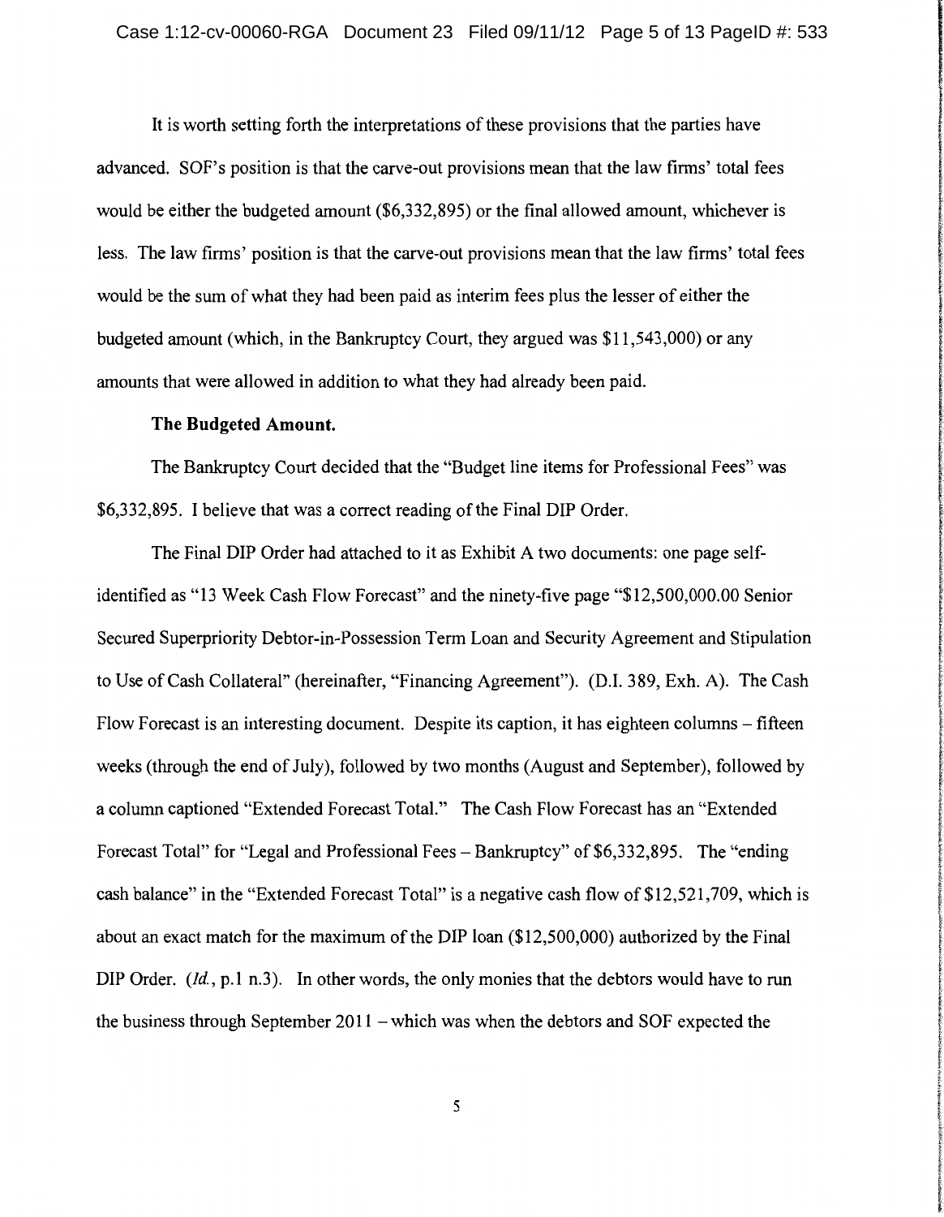It is worth setting forth the interpretations of these provisions that the parties have advanced. SOF's position is that the carve-out provisions mean that the law firms' total fees would be either the budgeted amount ($6,332,895) or the final allowed amount, whichever is less. The law firms' position is that the carve-out provisions mean that the law firms' total fees would be the sum of what they had been paid as interim fees plus the lesser of either the budgeted amount (which, in the Bankruptcy Court, they argued was $11,543,000) or any amounts that were allowed in addition to what they had already been paid.

**The Budgeted Amount.**

The Bankruptcy Court decided that the "Budget line items for Professional Fees" was $6,332,895. I believe that was a correct reading of the Final DIP Order.

The Final DIP Order had attached to it as Exhibit A two documents: one page self-identified as "13 Week Cash Flow Forecast" and the ninety-five page "$12,500,000.00 Senior Secured Superpriority Debtor-in-Possession Term Loan and Security Agreement and Stipulation to Use of Cash Collateral" (hereinafter, "Financing Agreement"). (D.I. 389, Exh. A). The Cash Flow Forecast is an interesting document. Despite its caption, it has eighteen columns – fifteen weeks (through the end of July), followed by two months (August and September), followed by a column captioned "Extended Forecast Total." The Cash Flow Forecast has an "Extended Forecast Total" for "Legal and Professional Fees – Bankruptcy" of $6,332,895. The "ending cash balance" in the "Extended Forecast Total" is a negative cash flow of $12,521,709, which is about an exact match for the maximum of the DIP loan ($12,500,000) authorized by the Final DIP Order. (*Id.*, p.1 n.3). In other words, the only monies that the debtors would have to run the business through September 2011 – which was when the debtors and SOF expected the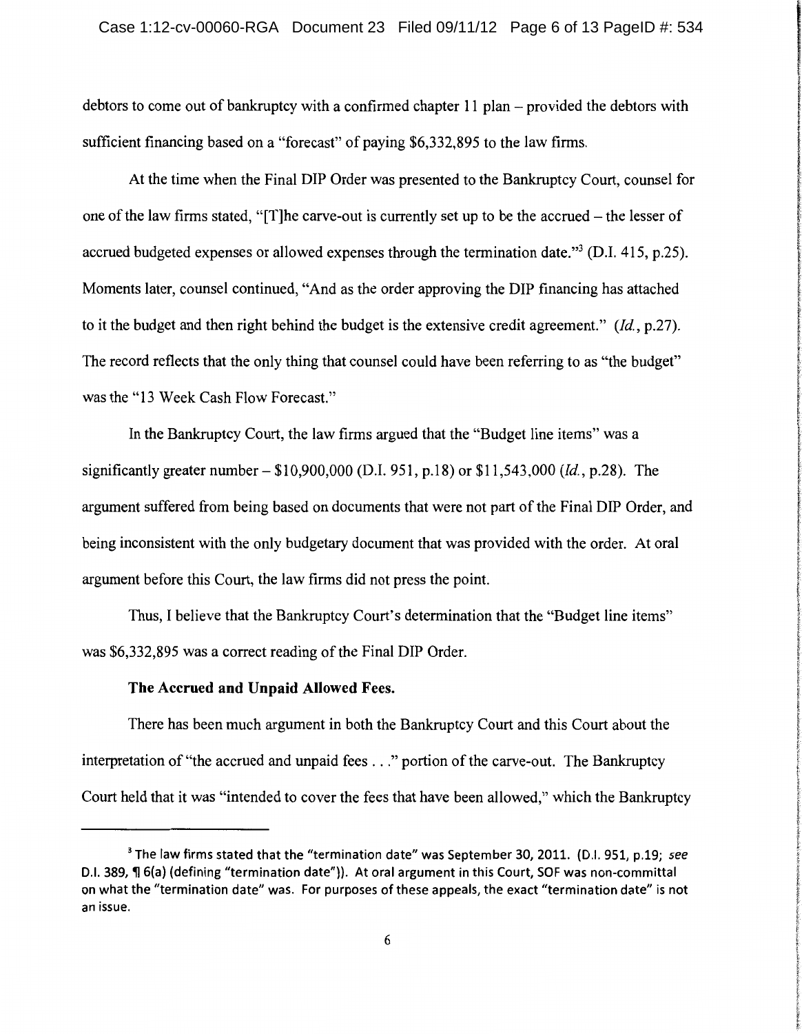debtors to come out of bankruptcy with a confirmed chapter 11 plan – provided the debtors with sufficient financing based on a "forecast" of paying $6,332,895 to the law firms.

At the time when the Final DIP Order was presented to the Bankruptcy Court, counsel for one of the law firms stated, "[T]he carve-out is currently set up to be the accrued – the lesser of accrued budgeted expenses or allowed expenses through the termination date."[3] (D.I. 415, p.25). Moments later, counsel continued, "And as the order approving the DIP financing has attached to it the budget and then right behind the budget is the extensive credit agreement." (*Id.*, p.27). The record reflects that the only thing that counsel could have been referring to as "the budget" was the "13 Week Cash Flow Forecast."

In the Bankruptcy Court, the law firms argued that the "Budget line items" was a significantly greater number – $10,900,000 (D.I. 951, p.18) or $11,543,000 (*Id.*, p.28). The argument suffered from being based on documents that were not part of the Final DIP Order, and being inconsistent with the only budgetary document that was provided with the order. At oral argument before this Court, the law firms did not press the point.

Thus, I believe that the Bankruptcy Court's determination that the "Budget line items" was $6,332,895 was a correct reading of the Final DIP Order.

**The Accrued and Unpaid Allowed Fees.**

There has been much argument in both the Bankruptcy Court and this Court about the interpretation of "the accrued and unpaid fees . . ." portion of the carve-out. The Bankruptcy Court held that it was "intended to cover the fees that have been allowed," which the Bankruptcy

---

[3] The law firms stated that the "termination date" was September 30, 2011. (D.I. 951, p.19; *see* D.I. 389, ¶ 6(a) (defining "termination date")). At oral argument in this Court, SOF was non-committal on what the "termination date" was. For purposes of these appeals, the exact "termination date" is not an issue.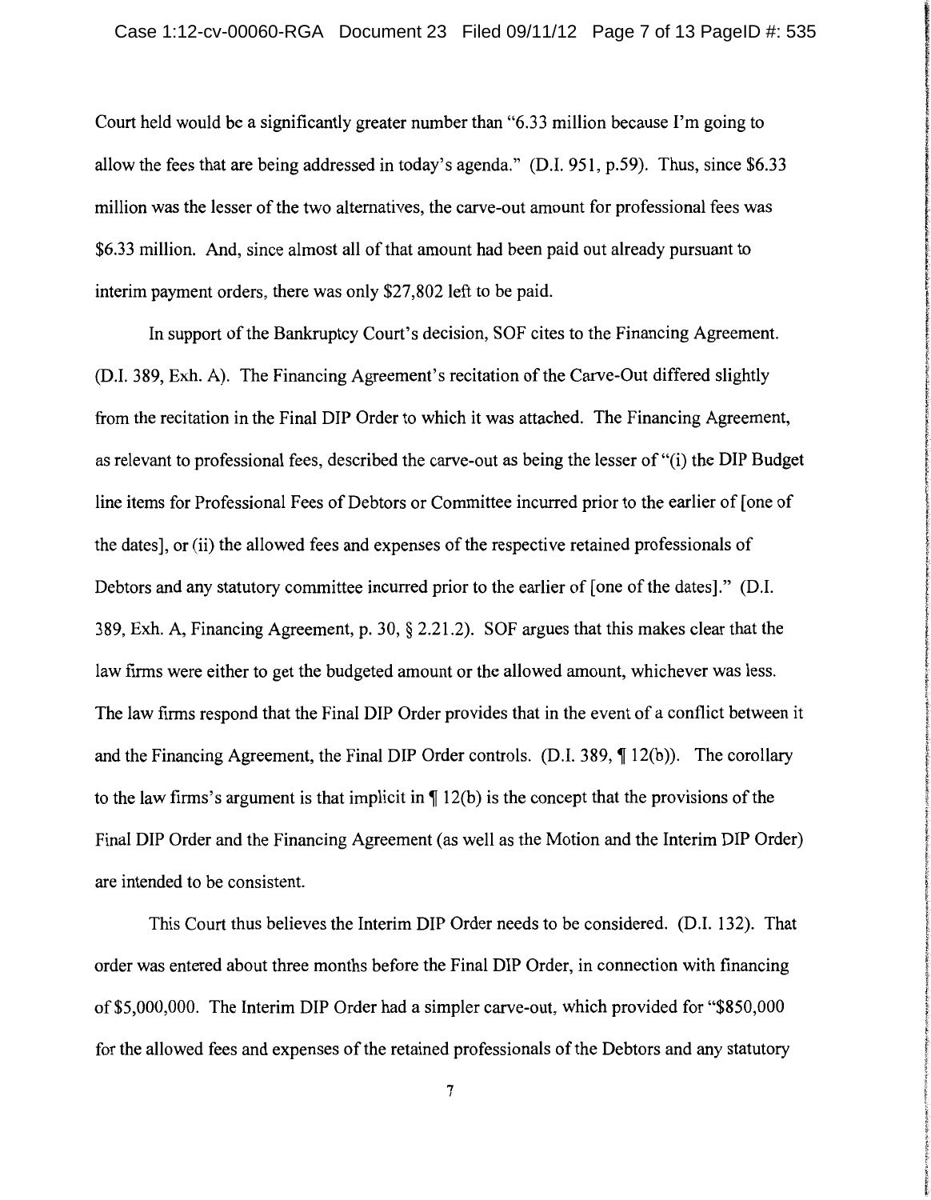Court held would be a significantly greater number than "6.33 million because I'm going to allow the fees that are being addressed in today's agenda." (D.I. 951, p.59). Thus, since $6.33 million was the lesser of the two alternatives, the carve-out amount for professional fees was $6.33 million. And, since almost all of that amount had been paid out already pursuant to interim payment orders, there was only $27,802 left to be paid.

In support of the Bankruptcy Court's decision, SOF cites to the Financing Agreement. (D.I. 389, Exh. A). The Financing Agreement's recitation of the Carve-Out differed slightly from the recitation in the Final DIP Order to which it was attached. The Financing Agreement, as relevant to professional fees, described the carve-out as being the lesser of "(i) the DIP Budget line items for Professional Fees of Debtors or Committee incurred prior to the earlier of [one of the dates], or (ii) the allowed fees and expenses of the respective retained professionals of Debtors and any statutory committee incurred prior to the earlier of [one of the dates]." (D.I. 389, Exh. A, Financing Agreement, p. 30, § 2.21.2). SOF argues that this makes clear that the law firms were either to get the budgeted amount or the allowed amount, whichever was less. The law firms respond that the Final DIP Order provides that in the event of a conflict between it and the Financing Agreement, the Final DIP Order controls. (D.I. 389, ¶ 12(b)). The corollary to the law firms's argument is that implicit in ¶ 12(b) is the concept that the provisions of the Final DIP Order and the Financing Agreement (as well as the Motion and the Interim DIP Order) are intended to be consistent.

This Court thus believes the Interim DIP Order needs to be considered. (D.I. 132). That order was entered about three months before the Final DIP Order, in connection with financing of $5,000,000. The Interim DIP Order had a simpler carve-out, which provided for "$850,000 for the allowed fees and expenses of the retained professionals of the Debtors and any statutory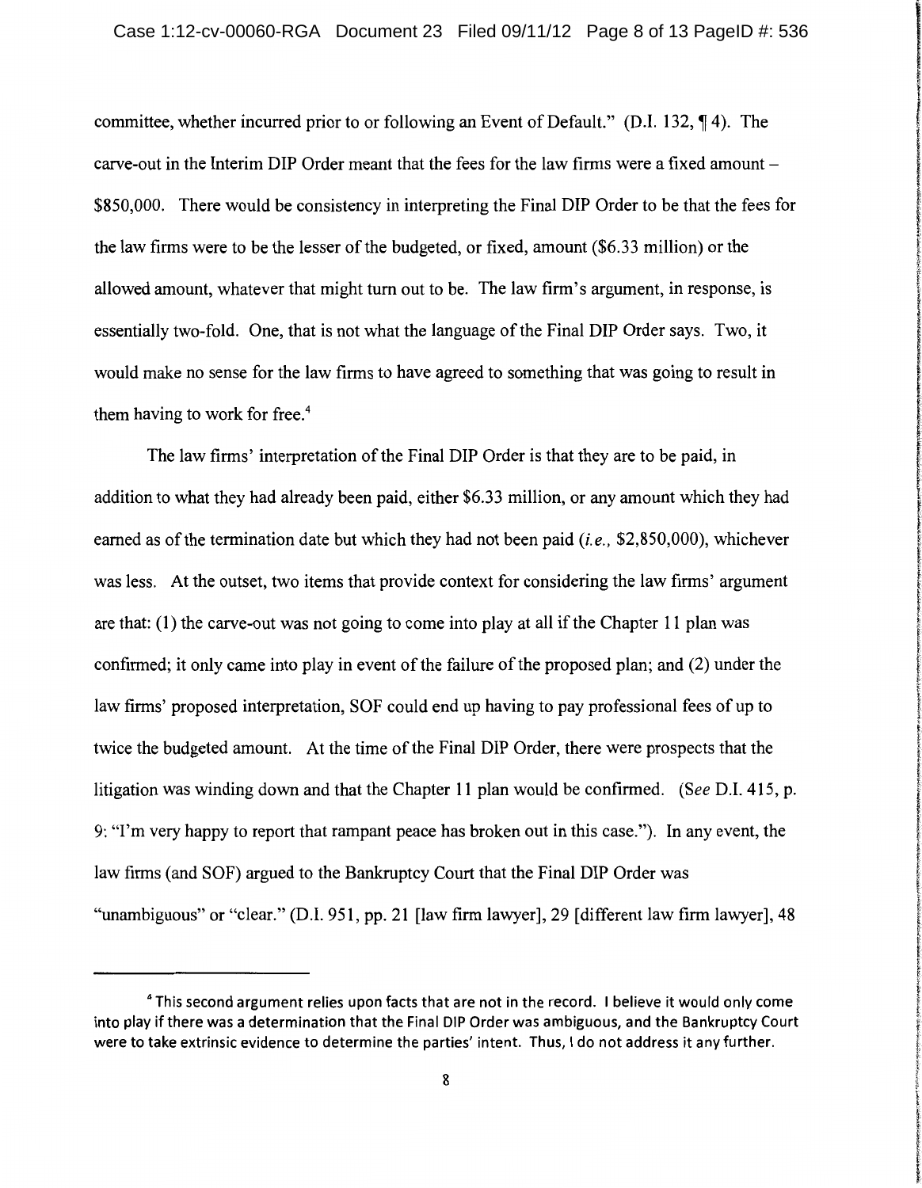committee, whether incurred prior to or following an Event of Default." (D.I. 132, ¶ 4). The carve-out in the Interim DIP Order meant that the fees for the law firms were a fixed amount – $850,000. There would be consistency in interpreting the Final DIP Order to be that the fees for the law firms were to be the lesser of the budgeted, or fixed, amount ($6.33 million) or the allowed amount, whatever that might turn out to be. The law firm's argument, in response, is essentially two-fold. One, that is not what the language of the Final DIP Order says. Two, it would make no sense for the law firms to have agreed to something that was going to result in them having to work for free.[4]

The law firms' interpretation of the Final DIP Order is that they are to be paid, in addition to what they had already been paid, either $6.33 million, or any amount which they had earned as of the termination date but which they had not been paid (*i.e.*, $2,850,000), whichever was less. At the outset, two items that provide context for considering the law firms' argument are that: (1) the carve-out was not going to come into play at all if the Chapter 11 plan was confirmed; it only came into play in event of the failure of the proposed plan; and (2) under the law firms' proposed interpretation, SOF could end up having to pay professional fees of up to twice the budgeted amount. At the time of the Final DIP Order, there were prospects that the litigation was winding down and that the Chapter 11 plan would be confirmed. (*See* D.I. 415, p. 9: "I'm very happy to report that rampant peace has broken out in this case."). In any event, the law firms (and SOF) argued to the Bankruptcy Court that the Final DIP Order was "unambiguous" or "clear." (D.I. 951, pp. 21 [law firm lawyer], 29 [different law firm lawyer], 48

[4] This second argument relies upon facts that are not in the record. I believe it would only come into play if there was a determination that the Final DIP Order was ambiguous, and the Bankruptcy Court were to take extrinsic evidence to determine the parties' intent. Thus, I do not address it any further.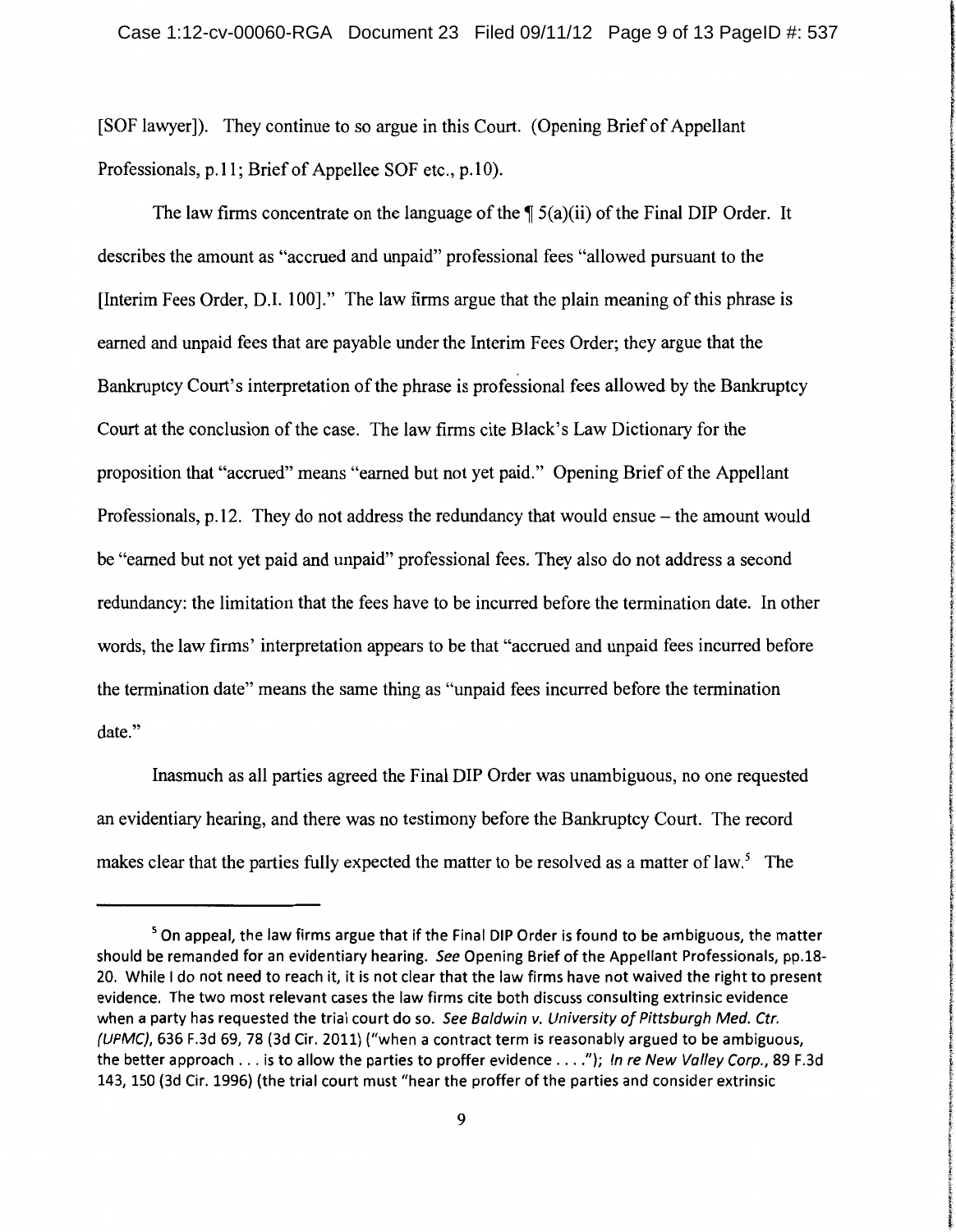[SOF lawyer]). They continue to so argue in this Court. (Opening Brief of Appellant Professionals, p.11; Brief of Appellee SOF etc., p.10).

The law firms concentrate on the language of the ¶ 5(a)(ii) of the Final DIP Order. It describes the amount as "accrued and unpaid" professional fees "allowed pursuant to the [Interim Fees Order, D.I. 100]." The law firms argue that the plain meaning of this phrase is earned and unpaid fees that are payable under the Interim Fees Order; they argue that the Bankruptcy Court's interpretation of the phrase is professional fees allowed by the Bankruptcy Court at the conclusion of the case. The law firms cite Black's Law Dictionary for the proposition that "accrued" means "earned but not yet paid." Opening Brief of the Appellant Professionals, p.12. They do not address the redundancy that would ensue – the amount would be "earned but not yet paid and unpaid" professional fees. They also do not address a second redundancy: the limitation that the fees have to be incurred before the termination date. In other words, the law firms' interpretation appears to be that "accrued and unpaid fees incurred before the termination date" means the same thing as "unpaid fees incurred before the termination date."

Inasmuch as all parties agreed the Final DIP Order was unambiguous, no one requested an evidentiary hearing, and there was no testimony before the Bankruptcy Court. The record makes clear that the parties fully expected the matter to be resolved as a matter of law.[5] The

---

[5] On appeal, the law firms argue that if the Final DIP Order is found to be ambiguous, the matter should be remanded for an evidentiary hearing. *See* Opening Brief of the Appellant Professionals, pp.18-20. While I do not need to reach it, it is not clear that the law firms have not waived the right to present evidence. The two most relevant cases the law firms cite both discuss consulting extrinsic evidence when a party has requested the trial court do so. *See Baldwin v. University of Pittsburgh Med. Ctr. (UPMC)*, 636 F.3d 69, 78 (3d Cir. 2011) ("when a contract term is reasonably argued to be ambiguous, the better approach . . . is to allow the parties to proffer evidence . . . ."); *In re New Valley Corp.*, 89 F.3d 143, 150 (3d Cir. 1996) (the trial court must "hear the proffer of the parties and consider extrinsic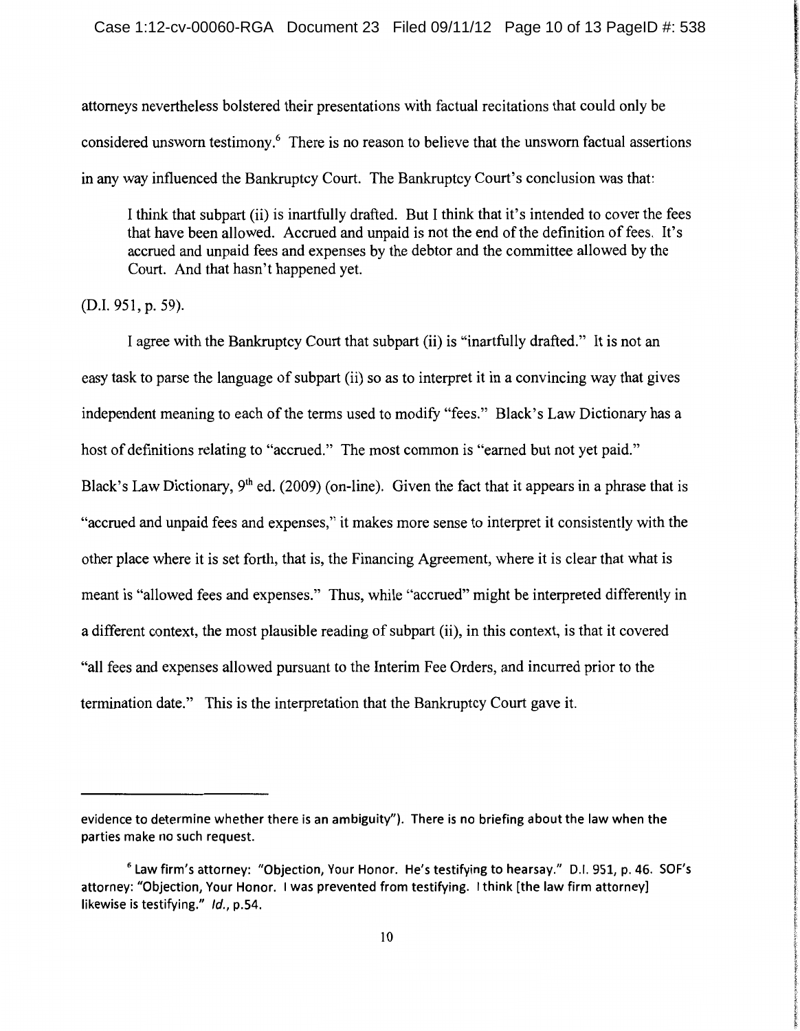attorneys nevertheless bolstered their presentations with factual recitations that could only be considered unsworn testimony.[6] There is no reason to believe that the unsworn factual assertions in any way influenced the Bankruptcy Court. The Bankruptcy Court's conclusion was that:

> I think that subpart (ii) is inartfully drafted. But I think that it's intended to cover the fees that have been allowed. Accrued and unpaid is not the end of the definition of fees. It's accrued and unpaid fees and expenses by the debtor and the committee allowed by the Court. And that hasn't happened yet.

(D.I. 951, p. 59).

I agree with the Bankruptcy Court that subpart (ii) is "inartfully drafted." It is not an easy task to parse the language of subpart (ii) so as to interpret it in a convincing way that gives independent meaning to each of the terms used to modify "fees." Black's Law Dictionary has a host of definitions relating to "accrued." The most common is "earned but not yet paid." Black's Law Dictionary, 9th ed. (2009) (on-line). Given the fact that it appears in a phrase that is "accrued and unpaid fees and expenses," it makes more sense to interpret it consistently with the other place where it is set forth, that is, the Financing Agreement, where it is clear that what is meant is "allowed fees and expenses." Thus, while "accrued" might be interpreted differently in a different context, the most plausible reading of subpart (ii), in this context, is that it covered "all fees and expenses allowed pursuant to the Interim Fee Orders, and incurred prior to the termination date." This is the interpretation that the Bankruptcy Court gave it.

---

evidence to determine whether there is an ambiguity"). There is no briefing about the law when the parties make no such request.

[6] Law firm's attorney: "Objection, Your Honor. He's testifying to hearsay." D.I. 951, p. 46. SOF's attorney: "Objection, Your Honor. I was prevented from testifying. I think [the law firm attorney] likewise is testifying." *Id.*, p.54.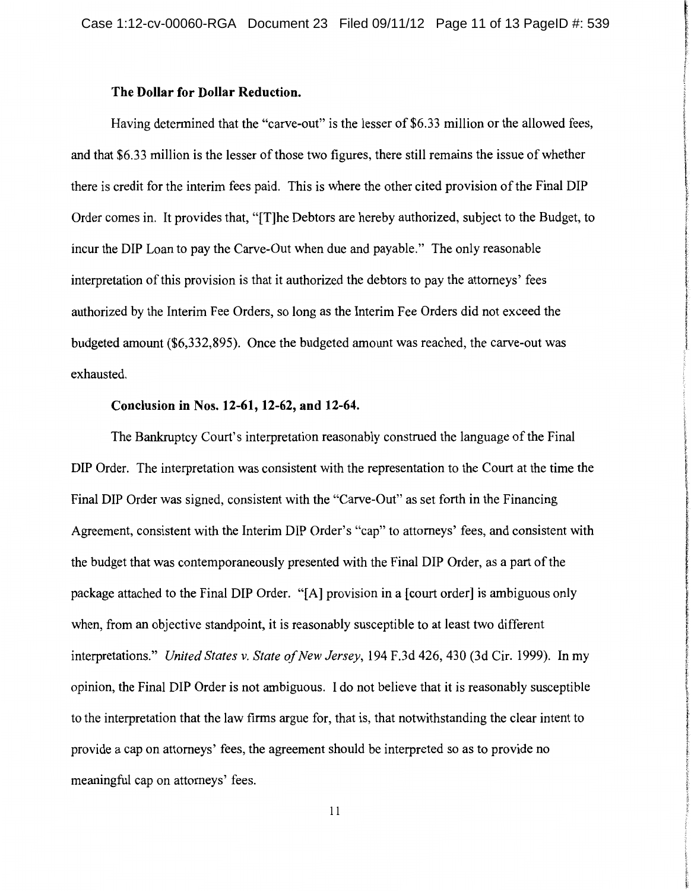**The Dollar for Dollar Reduction.**

Having determined that the "carve-out" is the lesser of $6.33 million or the allowed fees, and that $6.33 million is the lesser of those two figures, there still remains the issue of whether there is credit for the interim fees paid. This is where the other cited provision of the Final DIP Order comes in. It provides that, "[T]he Debtors are hereby authorized, subject to the Budget, to incur the DIP Loan to pay the Carve-Out when due and payable." The only reasonable interpretation of this provision is that it authorized the debtors to pay the attorneys' fees authorized by the Interim Fee Orders, so long as the Interim Fee Orders did not exceed the budgeted amount ($6,332,895). Once the budgeted amount was reached, the carve-out was exhausted.

**Conclusion in Nos. 12-61, 12-62, and 12-64.**

The Bankruptcy Court's interpretation reasonably construed the language of the Final DIP Order. The interpretation was consistent with the representation to the Court at the time the Final DIP Order was signed, consistent with the "Carve-Out" as set forth in the Financing Agreement, consistent with the Interim DIP Order's "cap" to attorneys' fees, and consistent with the budget that was contemporaneously presented with the Final DIP Order, as a part of the package attached to the Final DIP Order. "[A] provision in a [court order] is ambiguous only when, from an objective standpoint, it is reasonably susceptible to at least two different interpretations." *United States v. State of New Jersey*, 194 F.3d 426, 430 (3d Cir. 1999). In my opinion, the Final DIP Order is not ambiguous. I do not believe that it is reasonably susceptible to the interpretation that the law firms argue for, that is, that notwithstanding the clear intent to provide a cap on attorneys' fees, the agreement should be interpreted so as to provide no meaningful cap on attorneys' fees.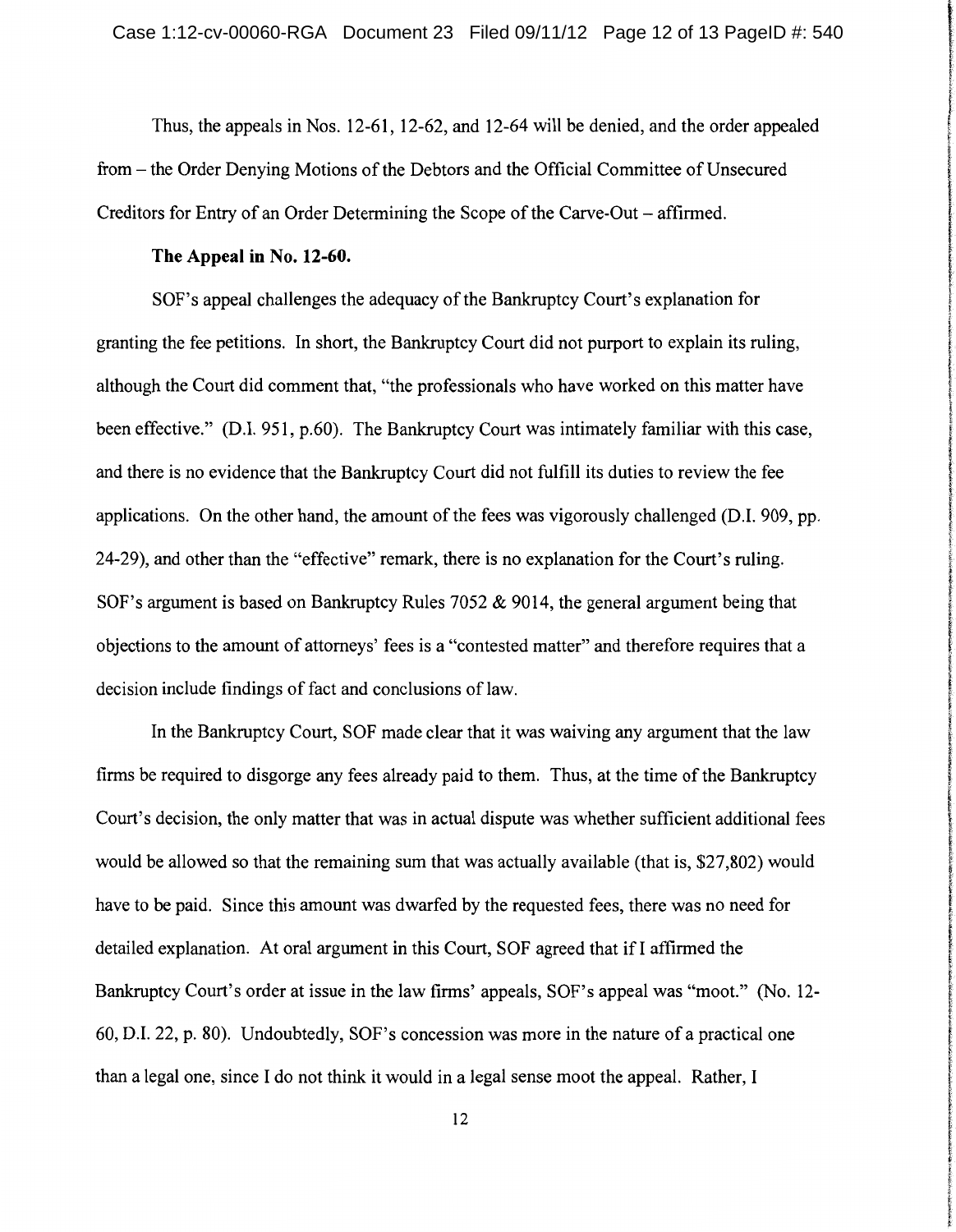Thus, the appeals in Nos. 12-61, 12-62, and 12-64 will be denied, and the order appealed from – the Order Denying Motions of the Debtors and the Official Committee of Unsecured Creditors for Entry of an Order Determining the Scope of the Carve-Out – affirmed.

**The Appeal in No. 12-60.**

SOF's appeal challenges the adequacy of the Bankruptcy Court's explanation for granting the fee petitions. In short, the Bankruptcy Court did not purport to explain its ruling, although the Court did comment that, "the professionals who have worked on this matter have been effective." (D.I. 951, p.60). The Bankruptcy Court was intimately familiar with this case, and there is no evidence that the Bankruptcy Court did not fulfill its duties to review the fee applications. On the other hand, the amount of the fees was vigorously challenged (D.I. 909, pp. 24-29), and other than the "effective" remark, there is no explanation for the Court's ruling. SOF's argument is based on Bankruptcy Rules 7052 & 9014, the general argument being that objections to the amount of attorneys' fees is a "contested matter" and therefore requires that a decision include findings of fact and conclusions of law.

In the Bankruptcy Court, SOF made clear that it was waiving any argument that the law firms be required to disgorge any fees already paid to them. Thus, at the time of the Bankruptcy Court's decision, the only matter that was in actual dispute was whether sufficient additional fees would be allowed so that the remaining sum that was actually available (that is, $27,802) would have to be paid. Since this amount was dwarfed by the requested fees, there was no need for detailed explanation. At oral argument in this Court, SOF agreed that if I affirmed the Bankruptcy Court's order at issue in the law firms' appeals, SOF's appeal was "moot." (No. 12-60, D.I. 22, p. 80). Undoubtedly, SOF's concession was more in the nature of a practical one than a legal one, since I do not think it would in a legal sense moot the appeal. Rather, I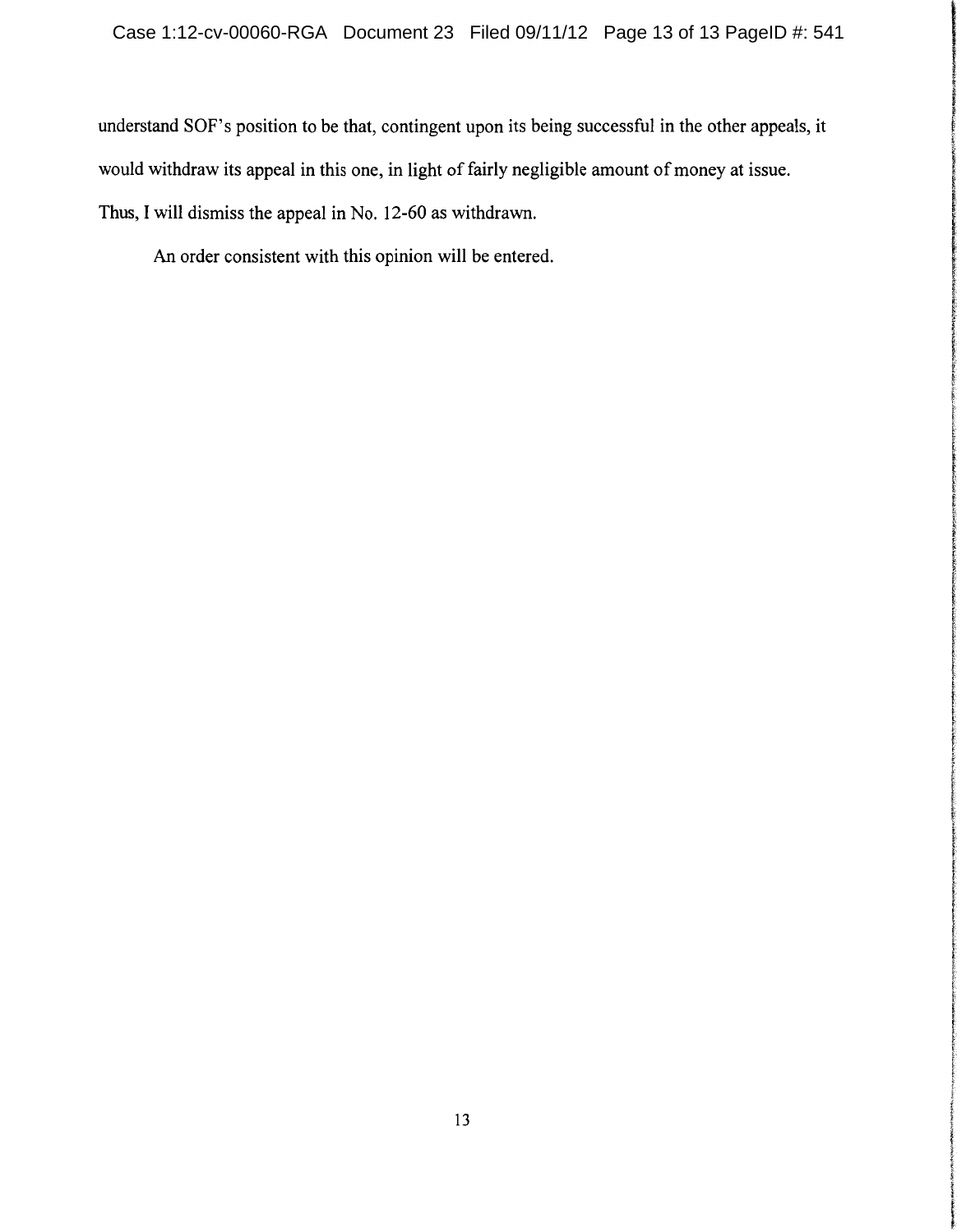understand SOF's position to be that, contingent upon its being successful in the other appeals, it would withdraw its appeal in this one, in light of fairly negligible amount of money at issue. Thus, I will dismiss the appeal in No. 12-60 as withdrawn.

An order consistent with this opinion will be entered.